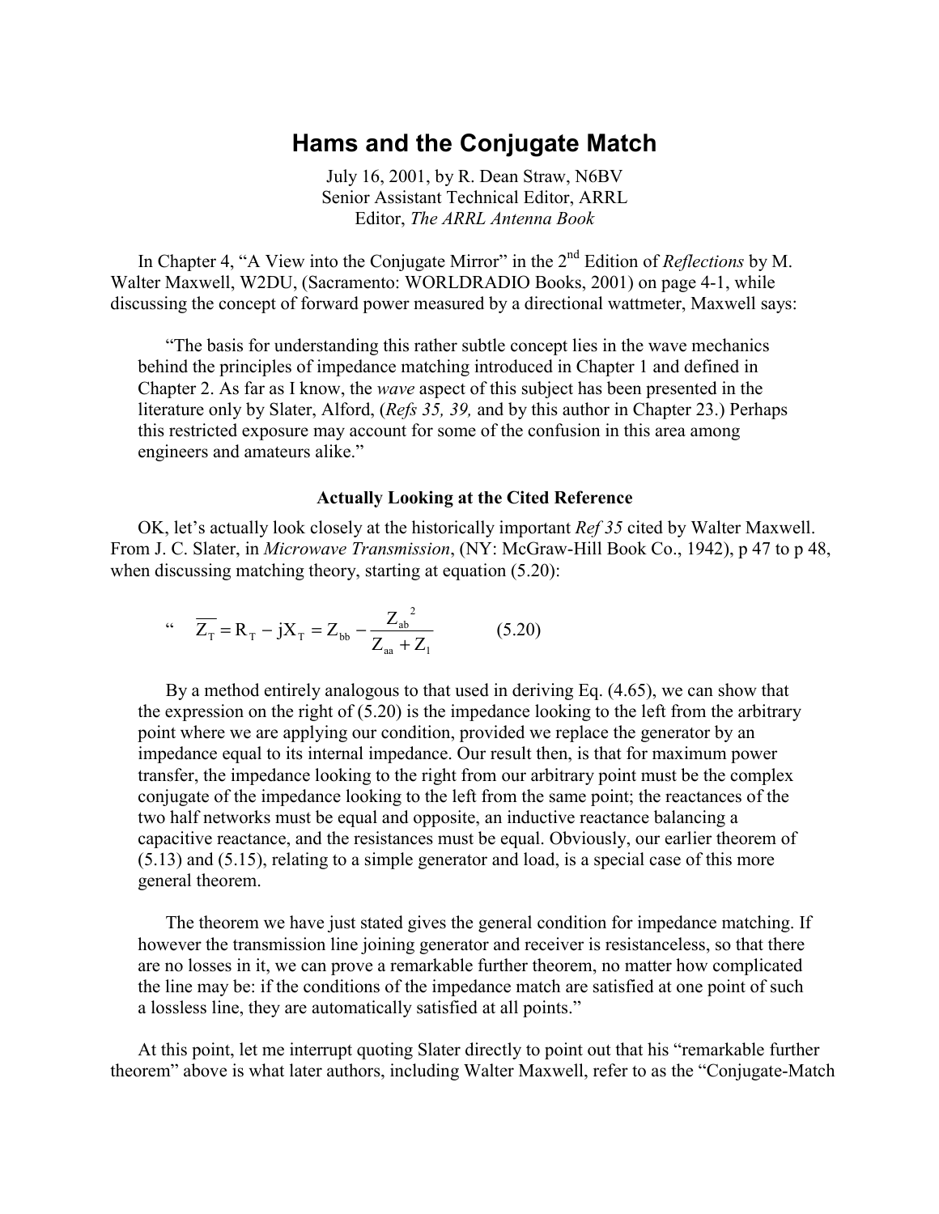# Hams and the Conjugate Match

July 16, 2001, by R. Dean Straw, N6BV
Senior Assistant Technical Editor, ARRL
Editor, *The ARRL Antenna Book*

In Chapter 4, "A View into the Conjugate Mirror" in the 2nd Edition of *Reflections* by M. Walter Maxwell, W2DU, (Sacramento: WORLDRADIO Books, 2001) on page 4-1, while discussing the concept of forward power measured by a directional wattmeter, Maxwell says:

> "The basis for understanding this rather subtle concept lies in the wave mechanics behind the principles of impedance matching introduced in Chapter 1 and defined in Chapter 2. As far as I know, the *wave* aspect of this subject has been presented in the literature only by Slater, Alford, (*Refs 35, 39,* and by this author in Chapter 23.) Perhaps this restricted exposure may account for some of the confusion in this area among engineers and amateurs alike."

### Actually Looking at the Cited Reference

OK, let's actually look closely at the historically important *Ref 35* cited by Walter Maxwell. From J. C. Slater, in *Microwave Transmission*, (NY: McGraw-Hill Book Co., 1942), p 47 to p 48, when discussing matching theory, starting at equation (5.20):

> "
> $$\overline{Z_T} = R_T - jX_T = Z_{bb} - \frac{Z_{ab}^{\ 2}}{Z_{aa} + Z_1} \qquad (5.20)$$
>
> By a method entirely analogous to that used in deriving Eq. (4.65), we can show that the expression on the right of (5.20) is the impedance looking to the left from the arbitrary point where we are applying our condition, provided we replace the generator by an impedance equal to its internal impedance. Our result then, is that for maximum power transfer, the impedance looking to the right from our arbitrary point must be the complex conjugate of the impedance looking to the left from the same point; the reactances of the two half networks must be equal and opposite, an inductive reactance balancing a capacitive reactance, and the resistances must be equal. Obviously, our earlier theorem of (5.13) and (5.15), relating to a simple generator and load, is a special case of this more general theorem.
>
> The theorem we have just stated gives the general condition for impedance matching. If however the transmission line joining generator and receiver is resistanceless, so that there are no losses in it, we can prove a remarkable further theorem, no matter how complicated the line may be: if the conditions of the impedance match are satisfied at one point of such a lossless line, they are automatically satisfied at all points."

At this point, let me interrupt quoting Slater directly to point out that his "remarkable further theorem" above is what later authors, including Walter Maxwell, refer to as the "Conjugate-Match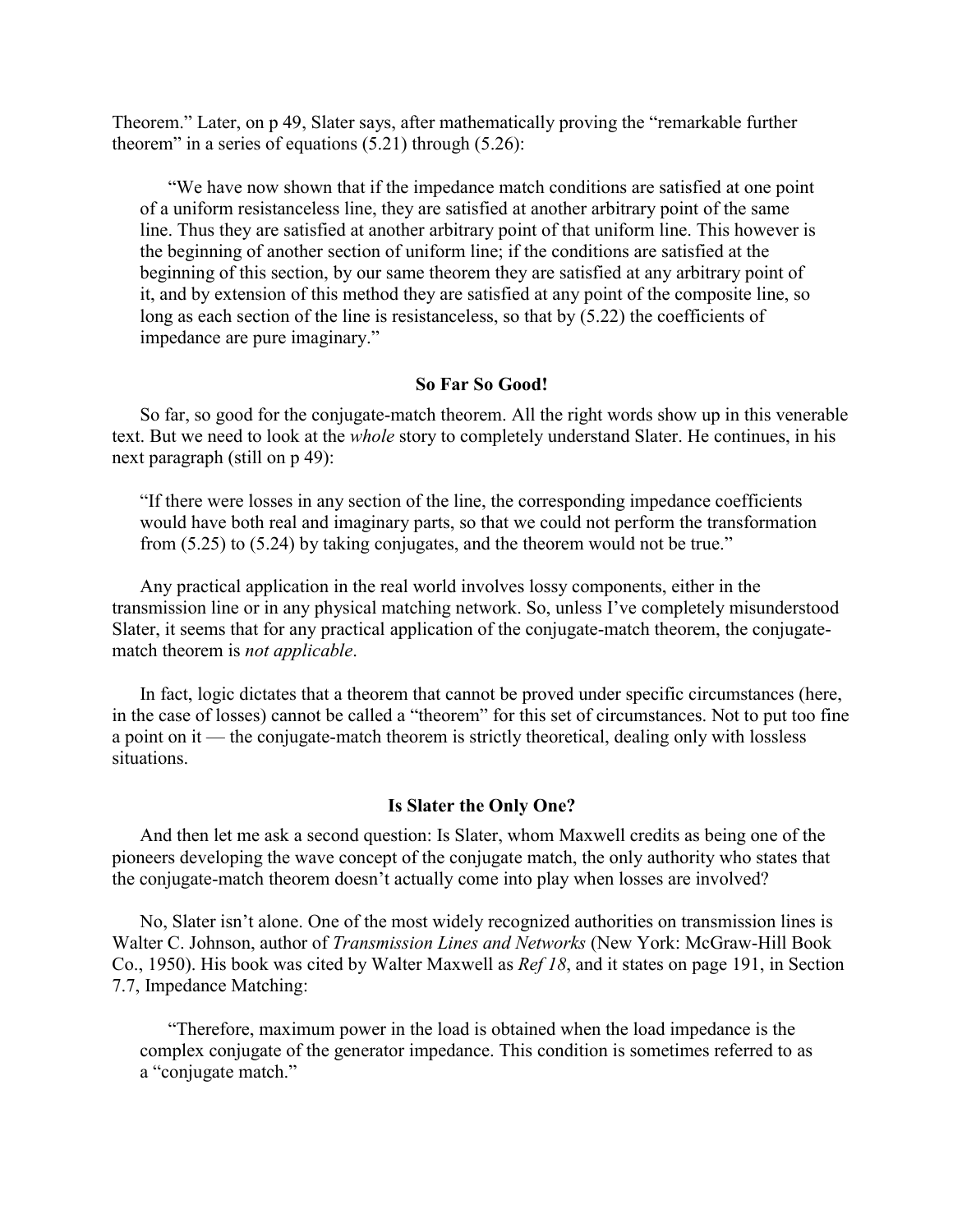Theorem." Later, on p 49, Slater says, after mathematically proving the "remarkable further theorem" in a series of equations (5.21) through (5.26):

> "We have now shown that if the impedance match conditions are satisfied at one point of a uniform resistanceless line, they are satisfied at another arbitrary point of the same line. Thus they are satisfied at another arbitrary point of that uniform line. This however is the beginning of another section of uniform line; if the conditions are satisfied at the beginning of this section, by our same theorem they are satisfied at any arbitrary point of it, and by extension of this method they are satisfied at any point of the composite line, so long as each section of the line is resistanceless, so that by (5.22) the coefficients of impedance are pure imaginary."

### So Far So Good!

So far, so good for the conjugate-match theorem. All the right words show up in this venerable text. But we need to look at the *whole* story to completely understand Slater. He continues, in his next paragraph (still on p 49):

> "If there were losses in any section of the line, the corresponding impedance coefficients would have both real and imaginary parts, so that we could not perform the transformation from (5.25) to (5.24) by taking conjugates, and the theorem would not be true."

Any practical application in the real world involves lossy components, either in the transmission line or in any physical matching network. So, unless I've completely misunderstood Slater, it seems that for any practical application of the conjugate-match theorem, the conjugate-match theorem is *not applicable*.

In fact, logic dictates that a theorem that cannot be proved under specific circumstances (here, in the case of losses) cannot be called a "theorem" for this set of circumstances. Not to put too fine a point on it — the conjugate-match theorem is strictly theoretical, dealing only with lossless situations.

### Is Slater the Only One?

And then let me ask a second question: Is Slater, whom Maxwell credits as being one of the pioneers developing the wave concept of the conjugate match, the only authority who states that the conjugate-match theorem doesn't actually come into play when losses are involved?

No, Slater isn't alone. One of the most widely recognized authorities on transmission lines is Walter C. Johnson, author of *Transmission Lines and Networks* (New York: McGraw-Hill Book Co., 1950). His book was cited by Walter Maxwell as *Ref 18*, and it states on page 191, in Section 7.7, Impedance Matching:

> "Therefore, maximum power in the load is obtained when the load impedance is the complex conjugate of the generator impedance. This condition is sometimes referred to as a "conjugate match."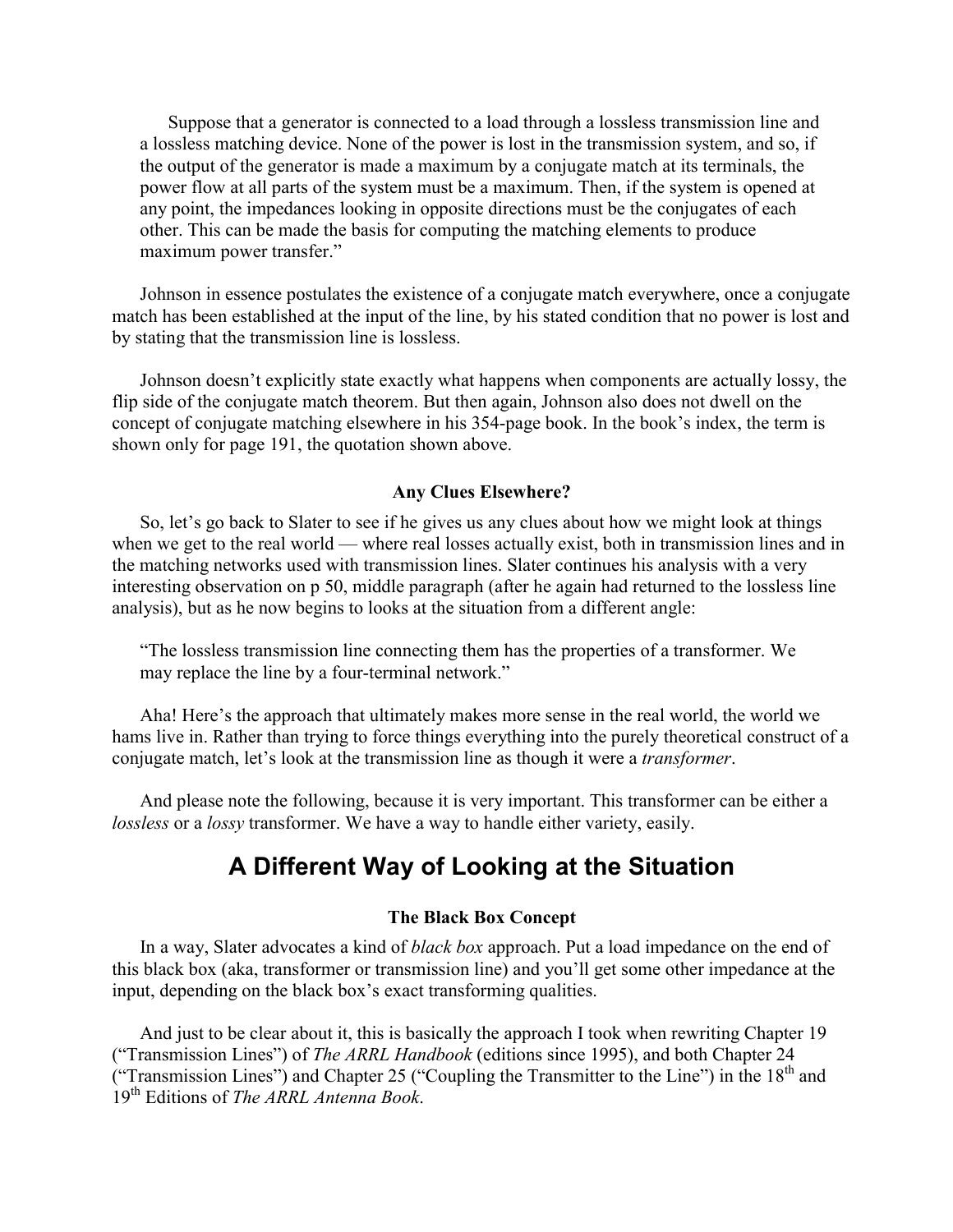> Suppose that a generator is connected to a load through a lossless transmission line and a lossless matching device. None of the power is lost in the transmission system, and so, if the output of the generator is made a maximum by a conjugate match at its terminals, the power flow at all parts of the system must be a maximum. Then, if the system is opened at any point, the impedances looking in opposite directions must be the conjugates of each other. This can be made the basis for computing the matching elements to produce maximum power transfer."

Johnson in essence postulates the existence of a conjugate match everywhere, once a conjugate match has been established at the input of the line, by his stated condition that no power is lost and by stating that the transmission line is lossless.

Johnson doesn't explicitly state exactly what happens when components are actually lossy, the flip side of the conjugate match theorem. But then again, Johnson also does not dwell on the concept of conjugate matching elsewhere in his 354-page book. In the book's index, the term is shown only for page 191, the quotation shown above.

### Any Clues Elsewhere?

So, let's go back to Slater to see if he gives us any clues about how we might look at things when we get to the real world — where real losses actually exist, both in transmission lines and in the matching networks used with transmission lines. Slater continues his analysis with a very interesting observation on p 50, middle paragraph (after he again had returned to the lossless line analysis), but as he now begins to looks at the situation from a different angle:

> "The lossless transmission line connecting them has the properties of a transformer. We may replace the line by a four-terminal network."

Aha! Here's the approach that ultimately makes more sense in the real world, the world we hams live in. Rather than trying to force things everything into the purely theoretical construct of a conjugate match, let's look at the transmission line as though it were a *transformer*.

And please note the following, because it is very important. This transformer can be either a *lossless* or a *lossy* transformer. We have a way to handle either variety, easily.

## A Different Way of Looking at the Situation

### The Black Box Concept

In a way, Slater advocates a kind of *black box* approach. Put a load impedance on the end of this black box (aka, transformer or transmission line) and you'll get some other impedance at the input, depending on the black box's exact transforming qualities.

And just to be clear about it, this is basically the approach I took when rewriting Chapter 19 ("Transmission Lines") of *The ARRL Handbook* (editions since 1995), and both Chapter 24 ("Transmission Lines") and Chapter 25 ("Coupling the Transmitter to the Line") in the 18th and 19th Editions of *The ARRL Antenna Book*.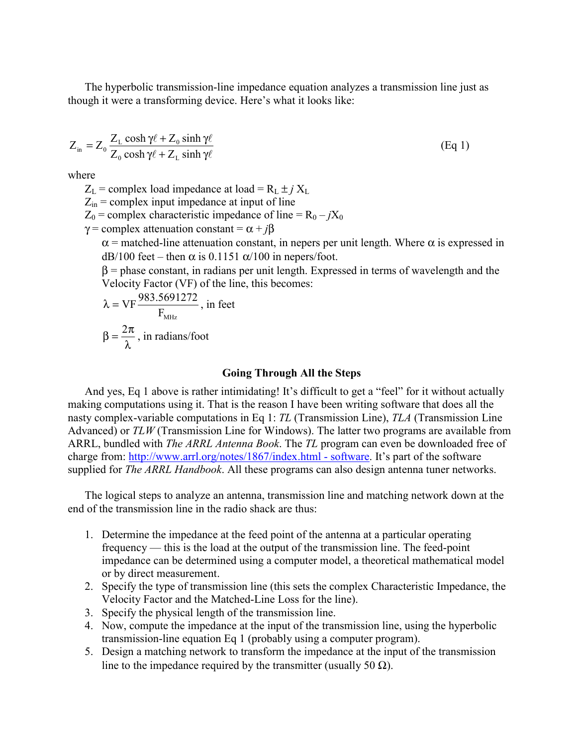The hyperbolic transmission-line impedance equation analyzes a transmission line just as though it were a transforming device. Here's what it looks like:

$$Z_{in} = Z_0 \frac{Z_L \cosh \gamma \ell + Z_0 \sinh \gamma \ell}{Z_0 \cosh \gamma \ell + Z_L \sinh \gamma \ell} \qquad \text{(Eq 1)}$$

where

$Z_L$ = complex load impedance at load = $R_L \pm j\, X_L$

$Z_{in}$ = complex input impedance at input of line

$Z_0$ = complex characteristic impedance of line = $R_0 - jX_0$

$\gamma$ = complex attenuation constant = $\alpha + j\beta$

$\alpha$ = matched-line attenuation constant, in nepers per unit length. Where $\alpha$ is expressed in dB/100 feet – then $\alpha$ is 0.1151 $\alpha$/100 in nepers/foot.

$\beta$ = phase constant, in radians per unit length. Expressed in terms of wavelength and the Velocity Factor (VF) of the line, this becomes:

$\lambda = \text{VF} \frac{983.5691272}{F_{MHz}}$, in feet

$\beta = \frac{2\pi}{\lambda}$, in radians/foot

## Going Through All the Steps

And yes, Eq 1 above is rather intimidating! It's difficult to get a "feel" for it without actually making computations using it. That is the reason I have been writing software that does all the nasty complex-variable computations in Eq 1: *TL* (Transmission Line), *TLA* (Transmission Line Advanced) or *TLW* (Transmission Line for Windows). The latter two programs are available from ARRL, bundled with *The ARRL Antenna Book*. The *TL* program can even be downloaded free of charge from: http://www.arrl.org/notes/1867/index.html - software. It's part of the software supplied for *The ARRL Handbook*. All these programs can also design antenna tuner networks.

The logical steps to analyze an antenna, transmission line and matching network down at the end of the transmission line in the radio shack are thus:

1. Determine the impedance at the feed point of the antenna at a particular operating frequency — this is the load at the output of the transmission line. The feed-point impedance can be determined using a computer model, a theoretical mathematical model or by direct measurement.
2. Specify the type of transmission line (this sets the complex Characteristic Impedance, the Velocity Factor and the Matched-Line Loss for the line).
3. Specify the physical length of the transmission line.
4. Now, compute the impedance at the input of the transmission line, using the hyperbolic transmission-line equation Eq 1 (probably using a computer program).
5. Design a matching network to transform the impedance at the input of the transmission line to the impedance required by the transmitter (usually 50 Ω).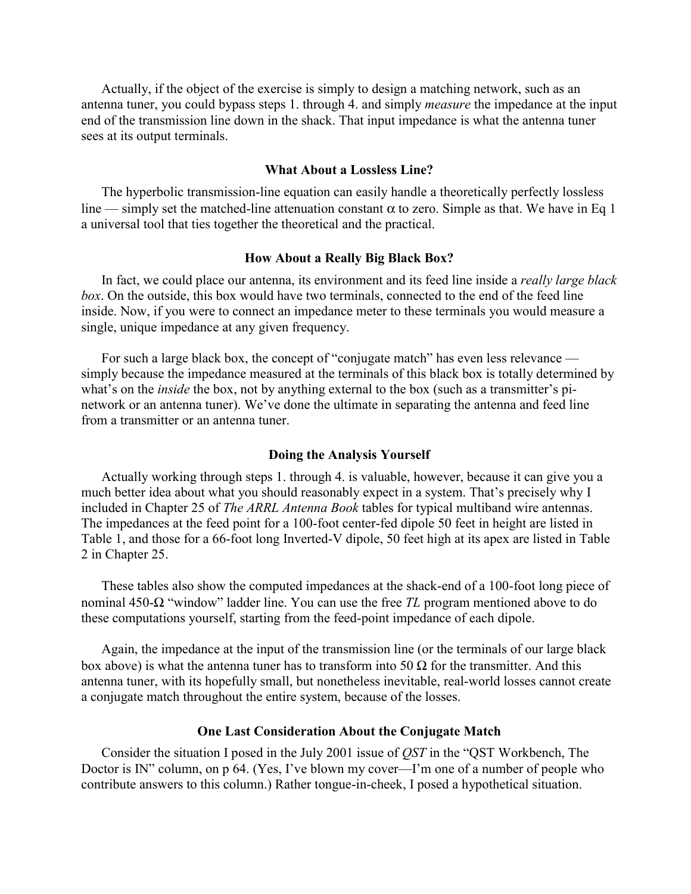Actually, if the object of the exercise is simply to design a matching network, such as an antenna tuner, you could bypass steps 1. through 4. and simply *measure* the impedance at the input end of the transmission line down in the shack. That input impedance is what the antenna tuner sees at its output terminals.

### What About a Lossless Line?

The hyperbolic transmission-line equation can easily handle a theoretically perfectly lossless line — simply set the matched-line attenuation constant $\alpha$ to zero. Simple as that. We have in Eq 1 a universal tool that ties together the theoretical and the practical.

### How About a Really Big Black Box?

In fact, we could place our antenna, its environment and its feed line inside a *really large black box*. On the outside, this box would have two terminals, connected to the end of the feed line inside. Now, if you were to connect an impedance meter to these terminals you would measure a single, unique impedance at any given frequency.

For such a large black box, the concept of "conjugate match" has even less relevance — simply because the impedance measured at the terminals of this black box is totally determined by what's on the *inside* the box, not by anything external to the box (such as a transmitter's pi-network or an antenna tuner). We've done the ultimate in separating the antenna and feed line from a transmitter or an antenna tuner.

### Doing the Analysis Yourself

Actually working through steps 1. through 4. is valuable, however, because it can give you a much better idea about what you should reasonably expect in a system. That's precisely why I included in Chapter 25 of *The ARRL Antenna Book* tables for typical multiband wire antennas. The impedances at the feed point for a 100-foot center-fed dipole 50 feet in height are listed in Table 1, and those for a 66-foot long Inverted-V dipole, 50 feet high at its apex are listed in Table 2 in Chapter 25.

These tables also show the computed impedances at the shack-end of a 100-foot long piece of nominal 450-Ω "window" ladder line. You can use the free *TL* program mentioned above to do these computations yourself, starting from the feed-point impedance of each dipole.

Again, the impedance at the input of the transmission line (or the terminals of our large black box above) is what the antenna tuner has to transform into 50 Ω for the transmitter. And this antenna tuner, with its hopefully small, but nonetheless inevitable, real-world losses cannot create a conjugate match throughout the entire system, because of the losses.

### One Last Consideration About the Conjugate Match

Consider the situation I posed in the July 2001 issue of *QST* in the "QST Workbench, The Doctor is IN" column, on p 64. (Yes, I've blown my cover—I'm one of a number of people who contribute answers to this column.) Rather tongue-in-cheek, I posed a hypothetical situation.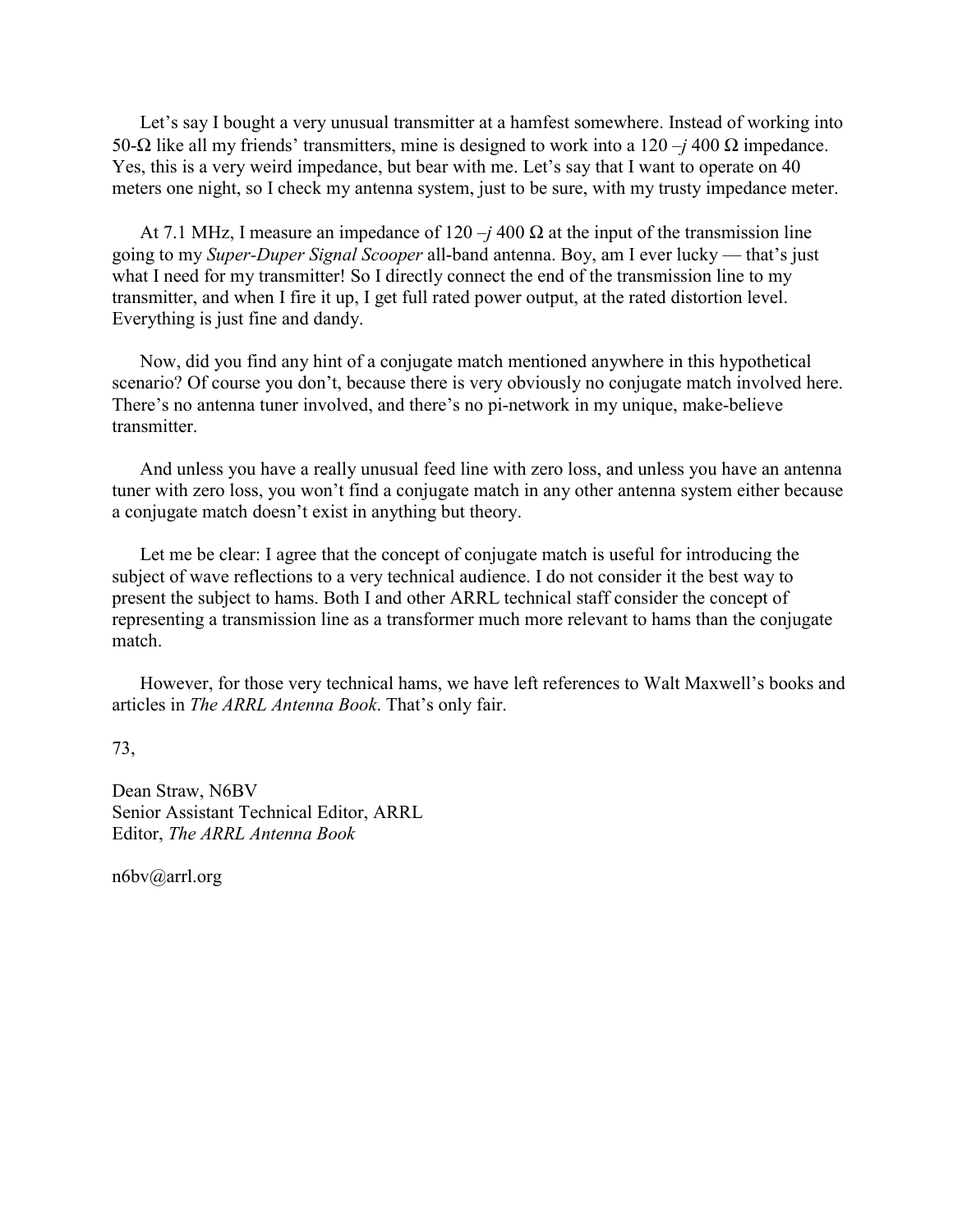Let's say I bought a very unusual transmitter at a hamfest somewhere. Instead of working into 50-Ω like all my friends' transmitters, mine is designed to work into a $120 - j\,400\ \Omega$ impedance. Yes, this is a very weird impedance, but bear with me. Let's say that I want to operate on 40 meters one night, so I check my antenna system, just to be sure, with my trusty impedance meter.

At 7.1 MHz, I measure an impedance of $120 - j\,400\ \Omega$ at the input of the transmission line going to my *Super-Duper Signal Scooper* all-band antenna. Boy, am I ever lucky — that's just what I need for my transmitter! So I directly connect the end of the transmission line to my transmitter, and when I fire it up, I get full rated power output, at the rated distortion level. Everything is just fine and dandy.

Now, did you find any hint of a conjugate match mentioned anywhere in this hypothetical scenario? Of course you don't, because there is very obviously no conjugate match involved here. There's no antenna tuner involved, and there's no pi-network in my unique, make-believe transmitter.

And unless you have a really unusual feed line with zero loss, and unless you have an antenna tuner with zero loss, you won't find a conjugate match in any other antenna system either because a conjugate match doesn't exist in anything but theory.

Let me be clear: I agree that the concept of conjugate match is useful for introducing the subject of wave reflections to a very technical audience. I do not consider it the best way to present the subject to hams. Both I and other ARRL technical staff consider the concept of representing a transmission line as a transformer much more relevant to hams than the conjugate match.

However, for those very technical hams, we have left references to Walt Maxwell's books and articles in *The ARRL Antenna Book*. That's only fair.

73,

Dean Straw, N6BV
Senior Assistant Technical Editor, ARRL
Editor, *The ARRL Antenna Book*

n6bv@arrl.org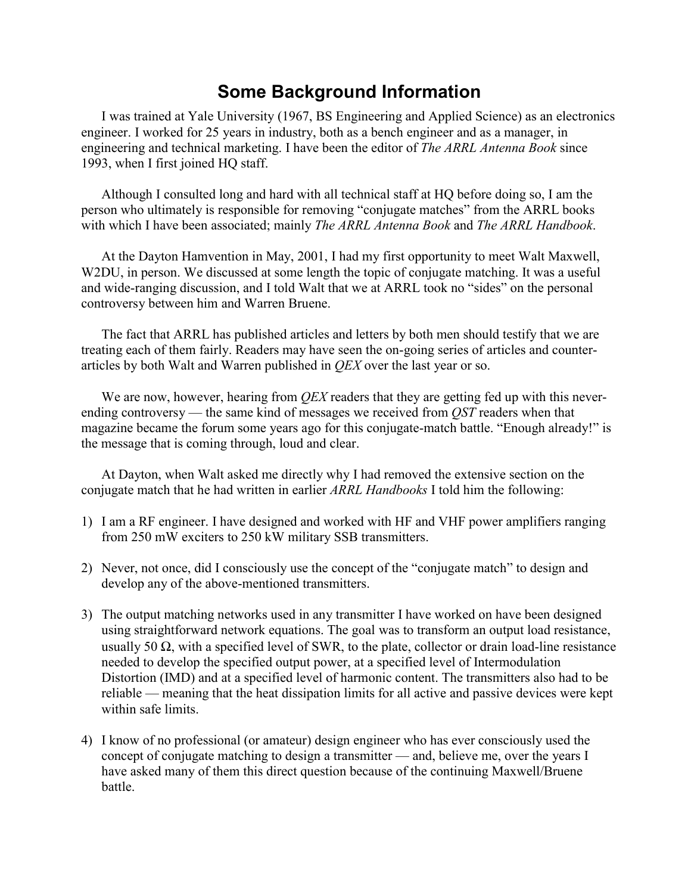# Some Background Information

I was trained at Yale University (1967, BS Engineering and Applied Science) as an electronics engineer. I worked for 25 years in industry, both as a bench engineer and as a manager, in engineering and technical marketing. I have been the editor of *The ARRL Antenna Book* since 1993, when I first joined HQ staff.

Although I consulted long and hard with all technical staff at HQ before doing so, I am the person who ultimately is responsible for removing "conjugate matches" from the ARRL books with which I have been associated; mainly *The ARRL Antenna Book* and *The ARRL Handbook*.

At the Dayton Hamvention in May, 2001, I had my first opportunity to meet Walt Maxwell, W2DU, in person. We discussed at some length the topic of conjugate matching. It was a useful and wide-ranging discussion, and I told Walt that we at ARRL took no "sides" on the personal controversy between him and Warren Bruene.

The fact that ARRL has published articles and letters by both men should testify that we are treating each of them fairly. Readers may have seen the on-going series of articles and counter-articles by both Walt and Warren published in *QEX* over the last year or so.

We are now, however, hearing from *QEX* readers that they are getting fed up with this never-ending controversy — the same kind of messages we received from *QST* readers when that magazine became the forum some years ago for this conjugate-match battle. "Enough already!" is the message that is coming through, loud and clear.

At Dayton, when Walt asked me directly why I had removed the extensive section on the conjugate match that he had written in earlier *ARRL Handbooks* I told him the following:

1) I am a RF engineer. I have designed and worked with HF and VHF power amplifiers ranging from 250 mW exciters to 250 kW military SSB transmitters.

2) Never, not once, did I consciously use the concept of the "conjugate match" to design and develop any of the above-mentioned transmitters.

3) The output matching networks used in any transmitter I have worked on have been designed using straightforward network equations. The goal was to transform an output load resistance, usually 50 Ω, with a specified level of SWR, to the plate, collector or drain load-line resistance needed to develop the specified output power, at a specified level of Intermodulation Distortion (IMD) and at a specified level of harmonic content. The transmitters also had to be reliable — meaning that the heat dissipation limits for all active and passive devices were kept within safe limits.

4) I know of no professional (or amateur) design engineer who has ever consciously used the concept of conjugate matching to design a transmitter — and, believe me, over the years I have asked many of them this direct question because of the continuing Maxwell/Bruene battle.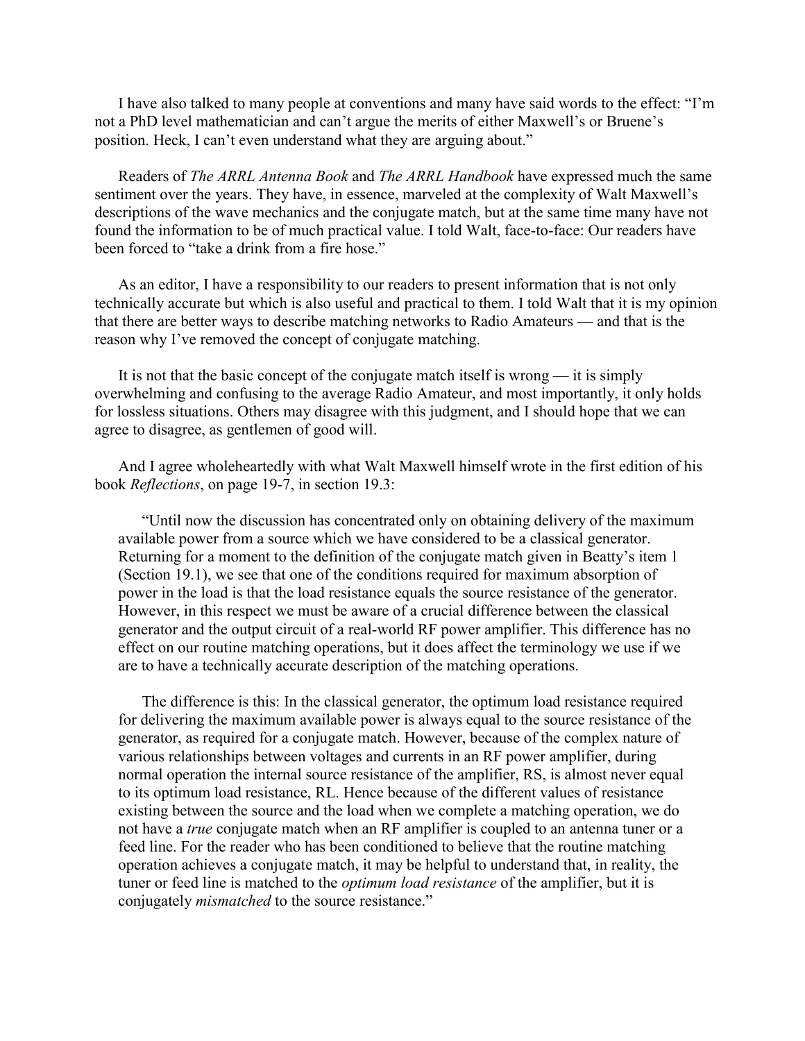I have also talked to many people at conventions and many have said words to the effect: "I'm not a PhD level mathematician and can't argue the merits of either Maxwell's or Bruene's position. Heck, I can't even understand what they are arguing about."

Readers of *The ARRL Antenna Book* and *The ARRL Handbook* have expressed much the same sentiment over the years. They have, in essence, marveled at the complexity of Walt Maxwell's descriptions of the wave mechanics and the conjugate match, but at the same time many have not found the information to be of much practical value. I told Walt, face-to-face: Our readers have been forced to "take a drink from a fire hose."

As an editor, I have a responsibility to our readers to present information that is not only technically accurate but which is also useful and practical to them. I told Walt that it is my opinion that there are better ways to describe matching networks to Radio Amateurs — and that is the reason why I've removed the concept of conjugate matching.

It is not that the basic concept of the conjugate match itself is wrong — it is simply overwhelming and confusing to the average Radio Amateur, and most importantly, it only holds for lossless situations. Others may disagree with this judgment, and I should hope that we can agree to disagree, as gentlemen of good will.

And I agree wholeheartedly with what Walt Maxwell himself wrote in the first edition of his book *Reflections*, on page 19-7, in section 19.3:

> "Until now the discussion has concentrated only on obtaining delivery of the maximum available power from a source which we have considered to be a classical generator. Returning for a moment to the definition of the conjugate match given in Beatty's item 1 (Section 19.1), we see that one of the conditions required for maximum absorption of power in the load is that the load resistance equals the source resistance of the generator. However, in this respect we must be aware of a crucial difference between the classical generator and the output circuit of a real-world RF power amplifier. This difference has no effect on our routine matching operations, but it does affect the terminology we use if we are to have a technically accurate description of the matching operations.
>
> The difference is this: In the classical generator, the optimum load resistance required for delivering the maximum available power is always equal to the source resistance of the generator, as required for a conjugate match. However, because of the complex nature of various relationships between voltages and currents in an RF power amplifier, during normal operation the internal source resistance of the amplifier, RS, is almost never equal to its optimum load resistance, RL. Hence because of the different values of resistance existing between the source and the load when we complete a matching operation, we do not have a *true* conjugate match when an RF amplifier is coupled to an antenna tuner or a feed line. For the reader who has been conditioned to believe that the routine matching operation achieves a conjugate match, it may be helpful to understand that, in reality, the tuner or feed line is matched to the *optimum load resistance* of the amplifier, but it is conjugately *mismatched* to the source resistance."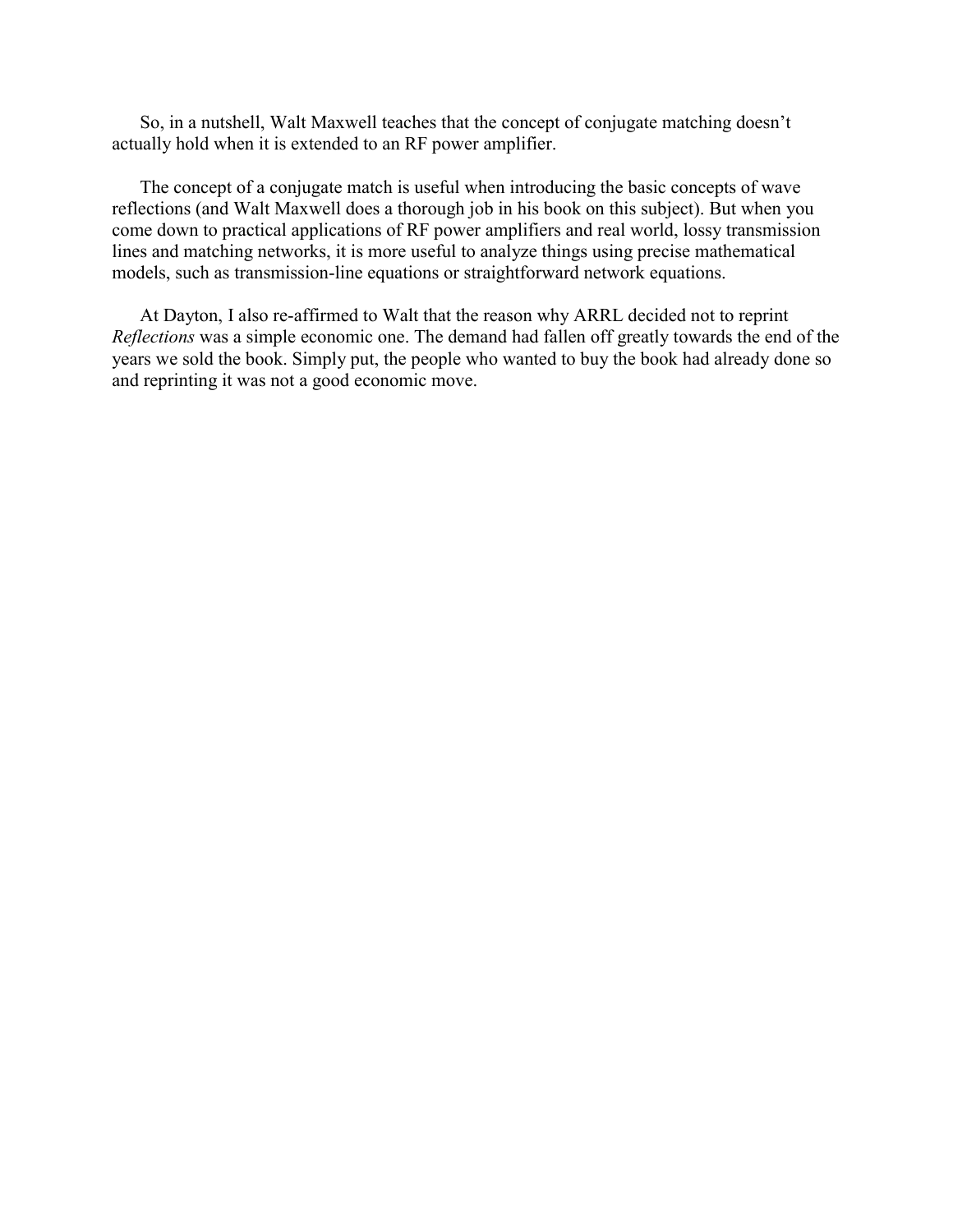So, in a nutshell, Walt Maxwell teaches that the concept of conjugate matching doesn't actually hold when it is extended to an RF power amplifier.

The concept of a conjugate match is useful when introducing the basic concepts of wave reflections (and Walt Maxwell does a thorough job in his book on this subject). But when you come down to practical applications of RF power amplifiers and real world, lossy transmission lines and matching networks, it is more useful to analyze things using precise mathematical models, such as transmission-line equations or straightforward network equations.

At Dayton, I also re-affirmed to Walt that the reason why ARRL decided not to reprint *Reflections* was a simple economic one. The demand had fallen off greatly towards the end of the years we sold the book. Simply put, the people who wanted to buy the book had already done so and reprinting it was not a good economic move.